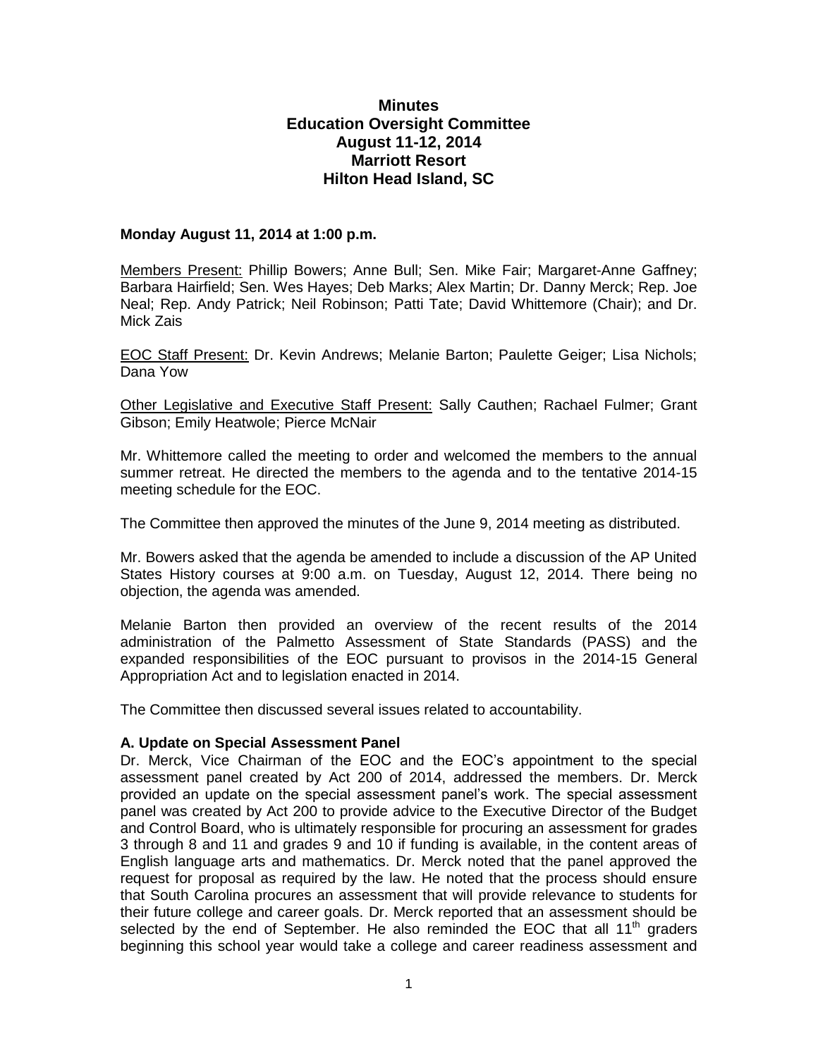# Minutes
## Education Oversight Committee
## August 11-12, 2014
## Marriott Resort
## Hilton Head Island, SC

**Monday August 11, 2014 at 1:00 p.m.**

Members Present: Phillip Bowers; Anne Bull; Sen. Mike Fair; Margaret-Anne Gaffney; Barbara Hairfield; Sen. Wes Hayes; Deb Marks; Alex Martin; Dr. Danny Merck; Rep. Joe Neal; Rep. Andy Patrick; Neil Robinson; Patti Tate; David Whittemore (Chair); and Dr. Mick Zais

EOC Staff Present: Dr. Kevin Andrews; Melanie Barton; Paulette Geiger; Lisa Nichols; Dana Yow

Other Legislative and Executive Staff Present: Sally Cauthen; Rachael Fulmer; Grant Gibson; Emily Heatwole; Pierce McNair

Mr. Whittemore called the meeting to order and welcomed the members to the annual summer retreat. He directed the members to the agenda and to the tentative 2014-15 meeting schedule for the EOC.

The Committee then approved the minutes of the June 9, 2014 meeting as distributed.

Mr. Bowers asked that the agenda be amended to include a discussion of the AP United States History courses at 9:00 a.m. on Tuesday, August 12, 2014. There being no objection, the agenda was amended.

Melanie Barton then provided an overview of the recent results of the 2014 administration of the Palmetto Assessment of State Standards (PASS) and the expanded responsibilities of the EOC pursuant to provisos in the 2014-15 General Appropriation Act and to legislation enacted in 2014.

The Committee then discussed several issues related to accountability.

**A. Update on Special Assessment Panel**

Dr. Merck, Vice Chairman of the EOC and the EOC's appointment to the special assessment panel created by Act 200 of 2014, addressed the members. Dr. Merck provided an update on the special assessment panel's work. The special assessment panel was created by Act 200 to provide advice to the Executive Director of the Budget and Control Board, who is ultimately responsible for procuring an assessment for grades 3 through 8 and 11 and grades 9 and 10 if funding is available, in the content areas of English language arts and mathematics. Dr. Merck noted that the panel approved the request for proposal as required by the law. He noted that the process should ensure that South Carolina procures an assessment that will provide relevance to students for their future college and career goals. Dr. Merck reported that an assessment should be selected by the end of September. He also reminded the EOC that all 11th graders beginning this school year would take a college and career readiness assessment and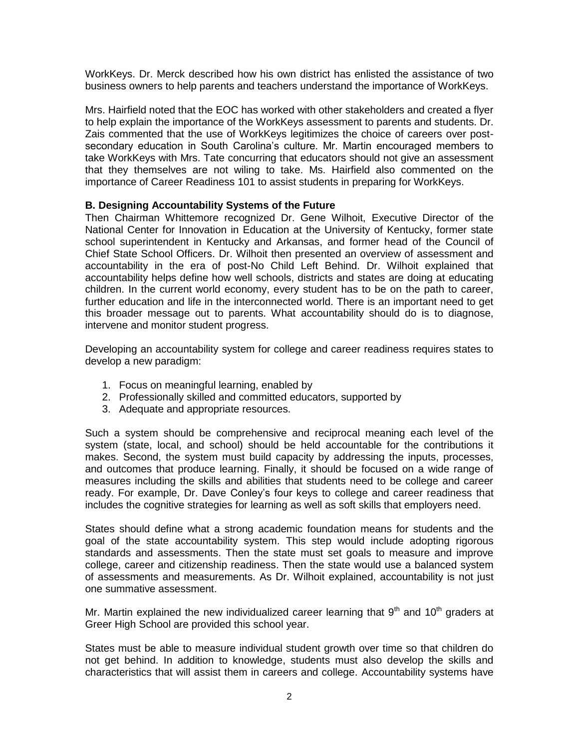WorkKeys. Dr. Merck described how his own district has enlisted the assistance of two business owners to help parents and teachers understand the importance of WorkKeys.

Mrs. Hairfield noted that the EOC has worked with other stakeholders and created a flyer to help explain the importance of the WorkKeys assessment to parents and students. Dr. Zais commented that the use of WorkKeys legitimizes the choice of careers over post-secondary education in South Carolina's culture. Mr. Martin encouraged members to take WorkKeys with Mrs. Tate concurring that educators should not give an assessment that they themselves are not wiling to take. Ms. Hairfield also commented on the importance of Career Readiness 101 to assist students in preparing for WorkKeys.

**B. Designing Accountability Systems of the Future**

Then Chairman Whittemore recognized Dr. Gene Wilhoit, Executive Director of the National Center for Innovation in Education at the University of Kentucky, former state school superintendent in Kentucky and Arkansas, and former head of the Council of Chief State School Officers. Dr. Wilhoit then presented an overview of assessment and accountability in the era of post-No Child Left Behind. Dr. Wilhoit explained that accountability helps define how well schools, districts and states are doing at educating children. In the current world economy, every student has to be on the path to career, further education and life in the interconnected world. There is an important need to get this broader message out to parents. What accountability should do is to diagnose, intervene and monitor student progress.

Developing an accountability system for college and career readiness requires states to develop a new paradigm:

1. Focus on meaningful learning, enabled by
2. Professionally skilled and committed educators, supported by
3. Adequate and appropriate resources.

Such a system should be comprehensive and reciprocal meaning each level of the system (state, local, and school) should be held accountable for the contributions it makes. Second, the system must build capacity by addressing the inputs, processes, and outcomes that produce learning. Finally, it should be focused on a wide range of measures including the skills and abilities that students need to be college and career ready. For example, Dr. Dave Conley's four keys to college and career readiness that includes the cognitive strategies for learning as well as soft skills that employers need.

States should define what a strong academic foundation means for students and the goal of the state accountability system. This step would include adopting rigorous standards and assessments. Then the state must set goals to measure and improve college, career and citizenship readiness. Then the state would use a balanced system of assessments and measurements. As Dr. Wilhoit explained, accountability is not just one summative assessment.

Mr. Martin explained the new individualized career learning that 9th and 10th graders at Greer High School are provided this school year.

States must be able to measure individual student growth over time so that children do not get behind. In addition to knowledge, students must also develop the skills and characteristics that will assist them in careers and college. Accountability systems have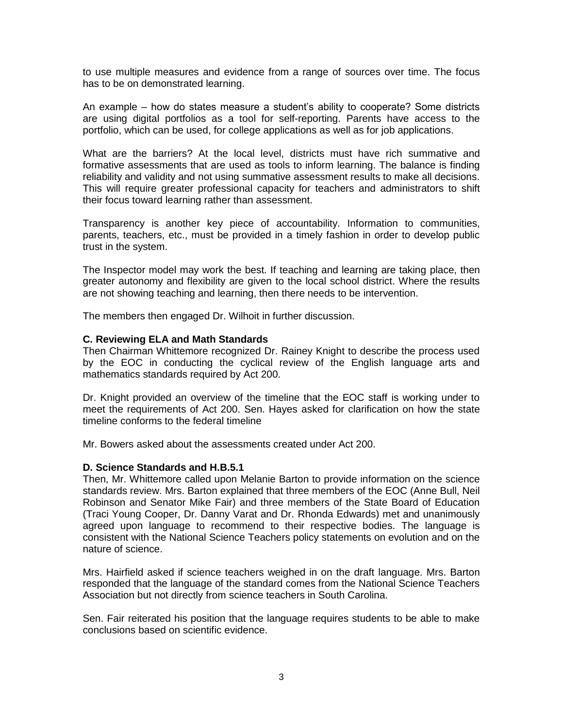to use multiple measures and evidence from a range of sources over time. The focus has to be on demonstrated learning.

An example – how do states measure a student's ability to cooperate? Some districts are using digital portfolios as a tool for self-reporting. Parents have access to the portfolio, which can be used, for college applications as well as for job applications.

What are the barriers? At the local level, districts must have rich summative and formative assessments that are used as tools to inform learning. The balance is finding reliability and validity and not using summative assessment results to make all decisions. This will require greater professional capacity for teachers and administrators to shift their focus toward learning rather than assessment.

Transparency is another key piece of accountability. Information to communities, parents, teachers, etc., must be provided in a timely fashion in order to develop public trust in the system.

The Inspector model may work the best. If teaching and learning are taking place, then greater autonomy and flexibility are given to the local school district. Where the results are not showing teaching and learning, then there needs to be intervention.

The members then engaged Dr. Wilhoit in further discussion.

**C. Reviewing ELA and Math Standards**

Then Chairman Whittemore recognized Dr. Rainey Knight to describe the process used by the EOC in conducting the cyclical review of the English language arts and mathematics standards required by Act 200.

Dr. Knight provided an overview of the timeline that the EOC staff is working under to meet the requirements of Act 200. Sen. Hayes asked for clarification on how the state timeline conforms to the federal timeline

Mr. Bowers asked about the assessments created under Act 200.

**D. Science Standards and H.B.5.1**

Then, Mr. Whittemore called upon Melanie Barton to provide information on the science standards review. Mrs. Barton explained that three members of the EOC (Anne Bull, Neil Robinson and Senator Mike Fair) and three members of the State Board of Education (Traci Young Cooper, Dr. Danny Varat and Dr. Rhonda Edwards) met and unanimously agreed upon language to recommend to their respective bodies. The language is consistent with the National Science Teachers policy statements on evolution and on the nature of science.

Mrs. Hairfield asked if science teachers weighed in on the draft language. Mrs. Barton responded that the language of the standard comes from the National Science Teachers Association but not directly from science teachers in South Carolina.

Sen. Fair reiterated his position that the language requires students to be able to make conclusions based on scientific evidence.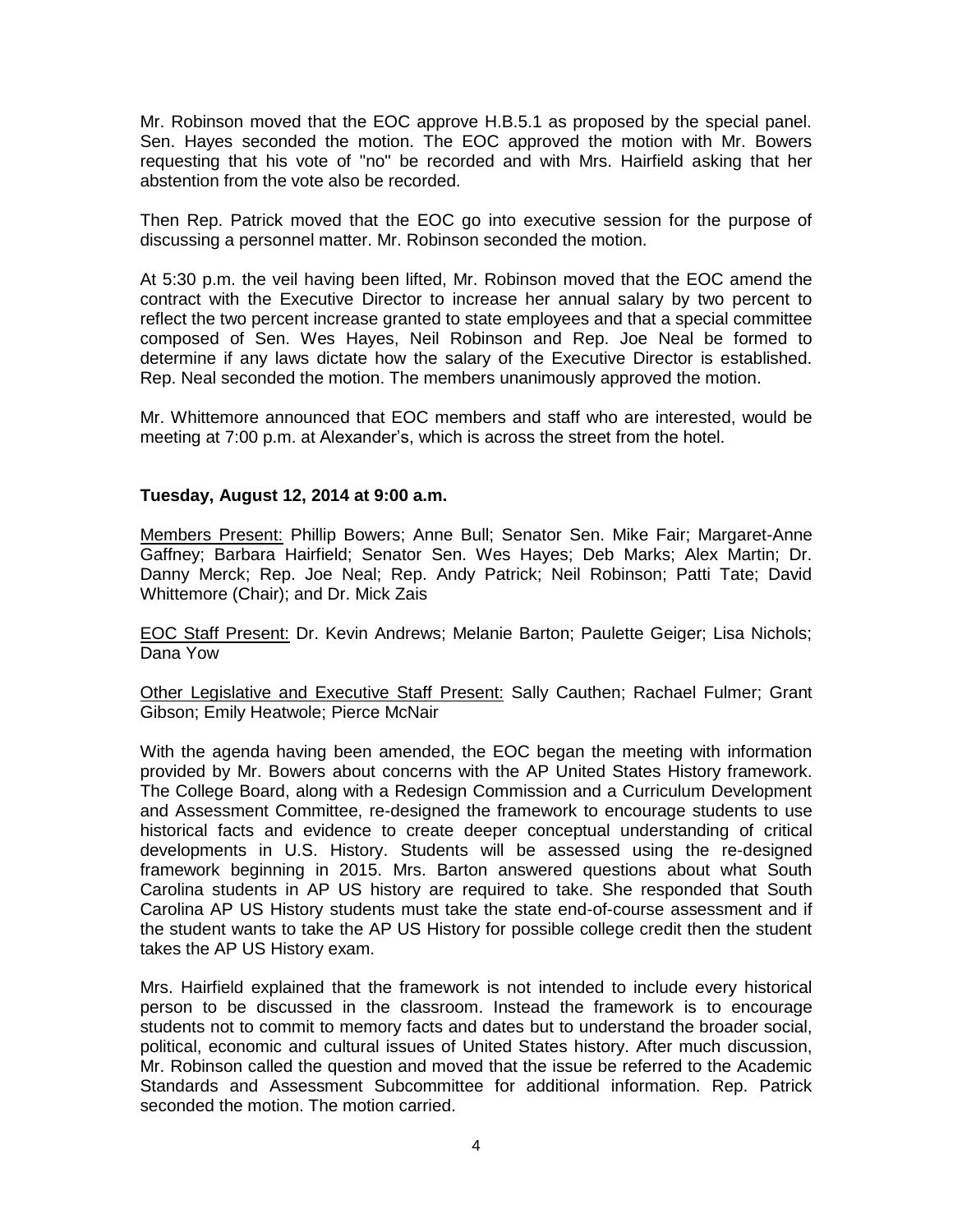Mr. Robinson moved that the EOC approve H.B.5.1 as proposed by the special panel. Sen. Hayes seconded the motion. The EOC approved the motion with Mr. Bowers requesting that his vote of "no" be recorded and with Mrs. Hairfield asking that her abstention from the vote also be recorded.

Then Rep. Patrick moved that the EOC go into executive session for the purpose of discussing a personnel matter. Mr. Robinson seconded the motion.

At 5:30 p.m. the veil having been lifted, Mr. Robinson moved that the EOC amend the contract with the Executive Director to increase her annual salary by two percent to reflect the two percent increase granted to state employees and that a special committee composed of Sen. Wes Hayes, Neil Robinson and Rep. Joe Neal be formed to determine if any laws dictate how the salary of the Executive Director is established. Rep. Neal seconded the motion. The members unanimously approved the motion.

Mr. Whittemore announced that EOC members and staff who are interested, would be meeting at 7:00 p.m. at Alexander's, which is across the street from the hotel.

**Tuesday, August 12, 2014 at 9:00 a.m.**

Members Present: Phillip Bowers; Anne Bull; Senator Sen. Mike Fair; Margaret-Anne Gaffney; Barbara Hairfield; Senator Sen. Wes Hayes; Deb Marks; Alex Martin; Dr. Danny Merck; Rep. Joe Neal; Rep. Andy Patrick; Neil Robinson; Patti Tate; David Whittemore (Chair); and Dr. Mick Zais

EOC Staff Present: Dr. Kevin Andrews; Melanie Barton; Paulette Geiger; Lisa Nichols; Dana Yow

Other Legislative and Executive Staff Present: Sally Cauthen; Rachael Fulmer; Grant Gibson; Emily Heatwole; Pierce McNair

With the agenda having been amended, the EOC began the meeting with information provided by Mr. Bowers about concerns with the AP United States History framework. The College Board, along with a Redesign Commission and a Curriculum Development and Assessment Committee, re-designed the framework to encourage students to use historical facts and evidence to create deeper conceptual understanding of critical developments in U.S. History. Students will be assessed using the re-designed framework beginning in 2015. Mrs. Barton answered questions about what South Carolina students in AP US history are required to take. She responded that South Carolina AP US History students must take the state end-of-course assessment and if the student wants to take the AP US History for possible college credit then the student takes the AP US History exam.

Mrs. Hairfield explained that the framework is not intended to include every historical person to be discussed in the classroom. Instead the framework is to encourage students not to commit to memory facts and dates but to understand the broader social, political, economic and cultural issues of United States history. After much discussion, Mr. Robinson called the question and moved that the issue be referred to the Academic Standards and Assessment Subcommittee for additional information. Rep. Patrick seconded the motion. The motion carried.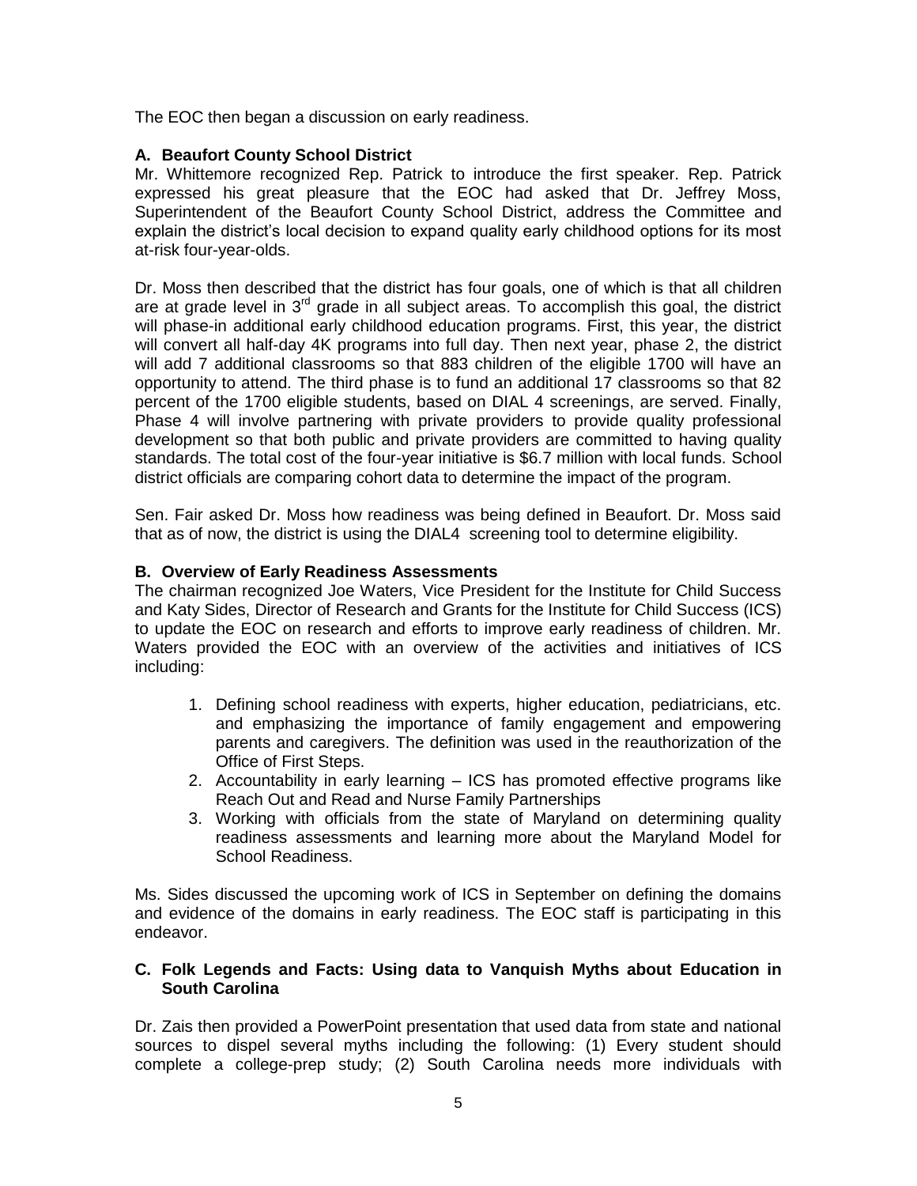The EOC then began a discussion on early readiness.

### A. Beaufort County School District

Mr. Whittemore recognized Rep. Patrick to introduce the first speaker. Rep. Patrick expressed his great pleasure that the EOC had asked that Dr. Jeffrey Moss, Superintendent of the Beaufort County School District, address the Committee and explain the district's local decision to expand quality early childhood options for its most at-risk four-year-olds.

Dr. Moss then described that the district has four goals, one of which is that all children are at grade level in 3rd grade in all subject areas. To accomplish this goal, the district will phase-in additional early childhood education programs. First, this year, the district will convert all half-day 4K programs into full day. Then next year, phase 2, the district will add 7 additional classrooms so that 883 children of the eligible 1700 will have an opportunity to attend. The third phase is to fund an additional 17 classrooms so that 82 percent of the 1700 eligible students, based on DIAL 4 screenings, are served. Finally, Phase 4 will involve partnering with private providers to provide quality professional development so that both public and private providers are committed to having quality standards. The total cost of the four-year initiative is \$6.7 million with local funds. School district officials are comparing cohort data to determine the impact of the program.

Sen. Fair asked Dr. Moss how readiness was being defined in Beaufort. Dr. Moss said that as of now, the district is using the DIAL4 screening tool to determine eligibility.

### B. Overview of Early Readiness Assessments

The chairman recognized Joe Waters, Vice President for the Institute for Child Success and Katy Sides, Director of Research and Grants for the Institute for Child Success (ICS) to update the EOC on research and efforts to improve early readiness of children. Mr. Waters provided the EOC with an overview of the activities and initiatives of ICS including:

1. Defining school readiness with experts, higher education, pediatricians, etc. and emphasizing the importance of family engagement and empowering parents and caregivers. The definition was used in the reauthorization of the Office of First Steps.
2. Accountability in early learning – ICS has promoted effective programs like Reach Out and Read and Nurse Family Partnerships
3. Working with officials from the state of Maryland on determining quality readiness assessments and learning more about the Maryland Model for School Readiness.

Ms. Sides discussed the upcoming work of ICS in September on defining the domains and evidence of the domains in early readiness. The EOC staff is participating in this endeavor.

### C. Folk Legends and Facts: Using data to Vanquish Myths about Education in South Carolina

Dr. Zais then provided a PowerPoint presentation that used data from state and national sources to dispel several myths including the following: (1) Every student should complete a college-prep study; (2) South Carolina needs more individuals with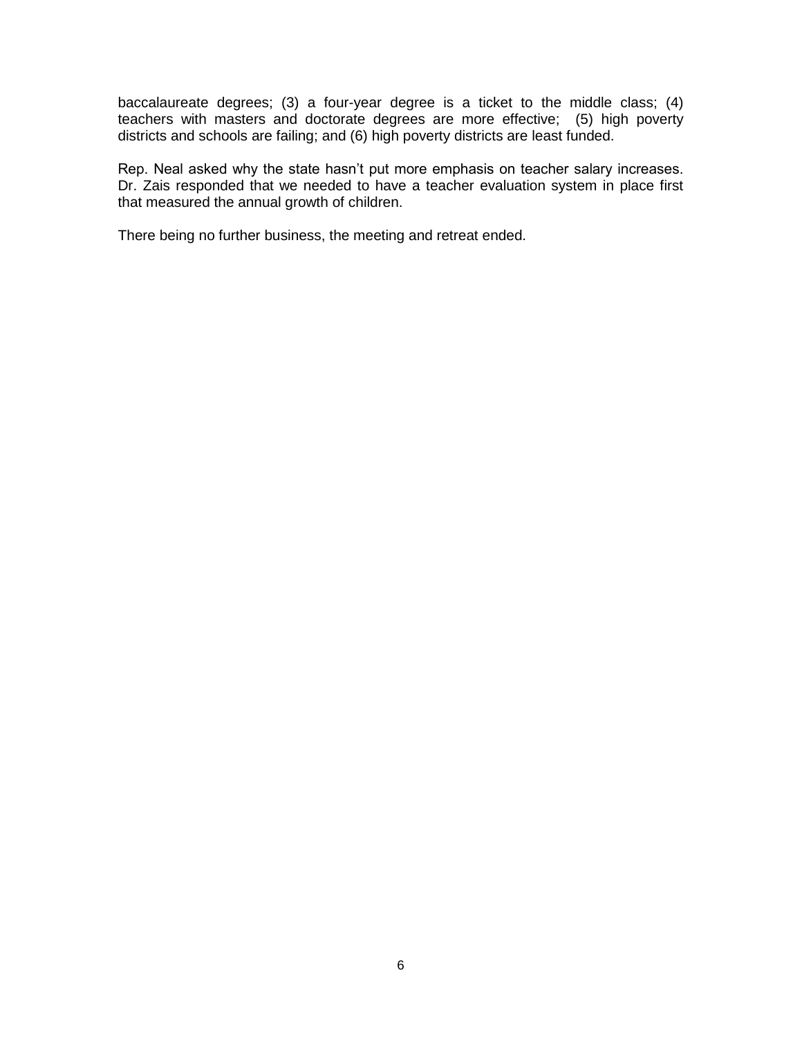baccalaureate degrees; (3) a four-year degree is a ticket to the middle class; (4) teachers with masters and doctorate degrees are more effective; (5) high poverty districts and schools are failing; and (6) high poverty districts are least funded.

Rep. Neal asked why the state hasn't put more emphasis on teacher salary increases. Dr. Zais responded that we needed to have a teacher evaluation system in place first that measured the annual growth of children.

There being no further business, the meeting and retreat ended.